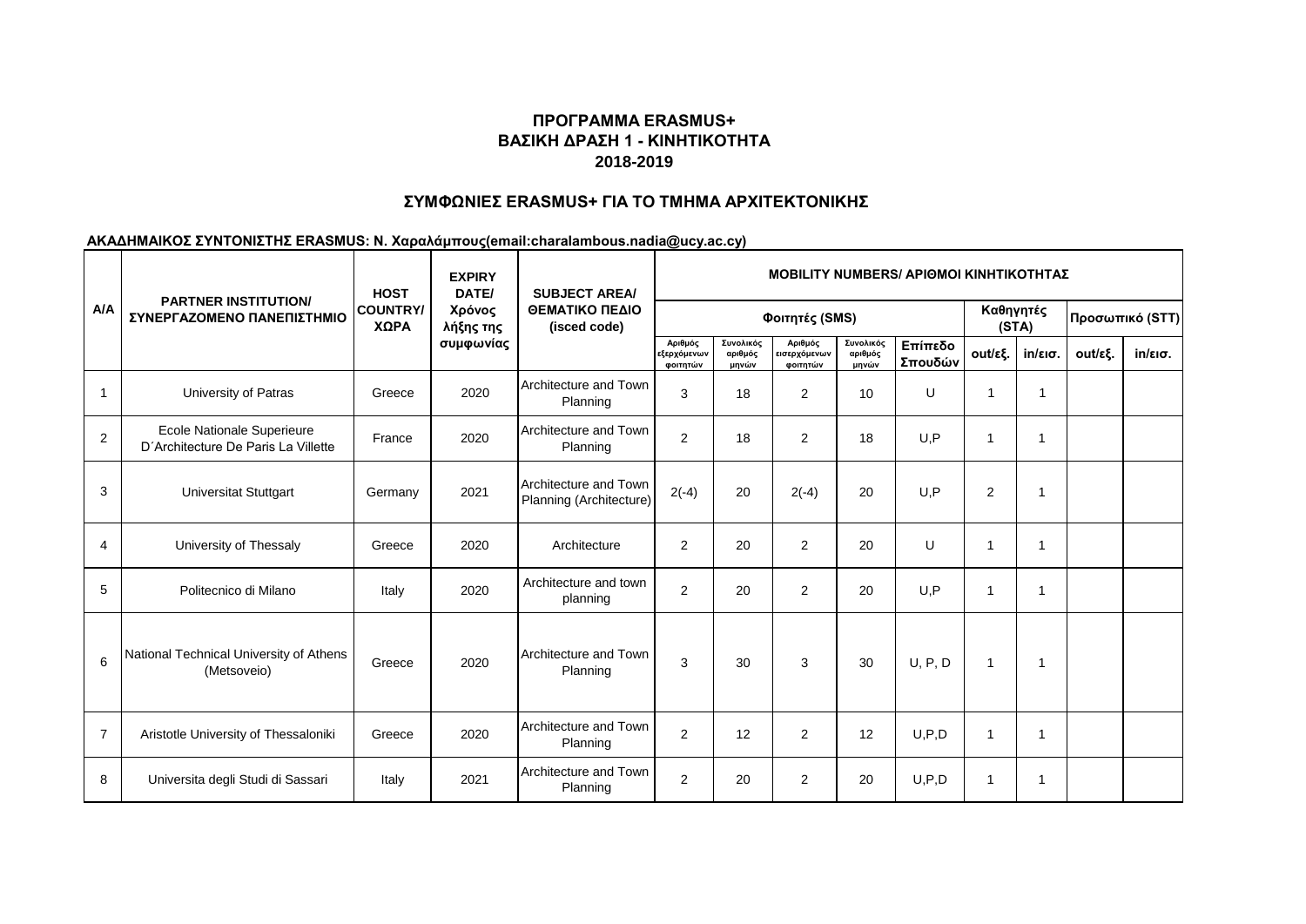## ΠΡΟΓΡΑΜΜΑ ERASMUS+
## ΒΑΣΙΚΗ ΔΡΑΣΗ 1 - ΚΙΝΗΤΙΚΟΤΗΤΑ
## 2018-2019

### ΣΥΜΦΩΝΙΕΣ ERASMUS+ ΓΙΑ ΤΟ ΤΜΗΜΑ ΑΡΧΙΤΕΚΤΟΝΙΚΗΣ

**ΑΚΑΔΗΜΑΙΚΟΣ ΣΥΝΤΟΝΙΣΤΗΣ ERASMUS: Ν. Χαραλάμπους(email:charalambous.nadia@ucy.ac.cy)**

| Α/Α | PARTNER INSTITUTION/ ΣΥΝΕΡΓΑΖΟΜΕΝΟ ΠΑΝΕΠΙΣΤΗΜΙΟ | HOST COUNTRY/ ΧΩΡΑ | EXPIRY DATE/ Χρόνος λήξης της συμφωνίας | SUBJECT AREA/ ΘΕΜΑΤΙΚΟ ΠΕΔΙΟ (isced code) | MOBILITY NUMBERS/ ΑΡΙΘΜΟΙ ΚΙΝΗΤΙΚΟΤΗΤΑΣ | | | | | | | | |
|---|---|---|---|---|---|---|---|---|---|---|---|---|---|
| | | | | | Φοιτητές (SMS) | | | | | Καθηγητές (STA) | | Προσωπικό (STT) | |
| | | | | | Αριθμός εξερχόμενων φοιτητών | Συνολικός αριθμός μηνών | Αριθμός εισερχόμενων φοιτητών | Συνολικός αριθμός μηνών | Επίπεδο Σπουδών | out/εξ. | in/εισ. | out/εξ. | in/εισ. |
| 1 | University of Patras | Greece | 2020 | Architecture and Town Planning | 3 | 18 | 2 | 10 | U | 1 | 1 | | |
| 2 | Ecole Nationale Superieure D´Architecture De Paris La Villette | France | 2020 | Architecture and Town Planning | 2 | 18 | 2 | 18 | U,P | 1 | 1 | | |
| 3 | Universitat Stuttgart | Germany | 2021 | Architecture and Town Planning (Architecture) | 2(-4) | 20 | 2(-4) | 20 | U,P | 2 | 1 | | |
| 4 | University of Thessaly | Greece | 2020 | Architecture | 2 | 20 | 2 | 20 | U | 1 | 1 | | |
| 5 | Politecnico di Milano | Italy | 2020 | Architecture and town planning | 2 | 20 | 2 | 20 | U,P | 1 | 1 | | |
| 6 | National Technical University of Athens (Metsoveio) | Greece | 2020 | Architecture and Town Planning | 3 | 30 | 3 | 30 | U, P, D | 1 | 1 | | |
| 7 | Aristotle University of Thessaloniki | Greece | 2020 | Architecture and Town Planning | 2 | 12 | 2 | 12 | U,P,D | 1 | 1 | | |
| 8 | Universita degli Studi di Sassari | Italy | 2021 | Architecture and Town Planning | 2 | 20 | 2 | 20 | U,P,D | 1 | 1 | | |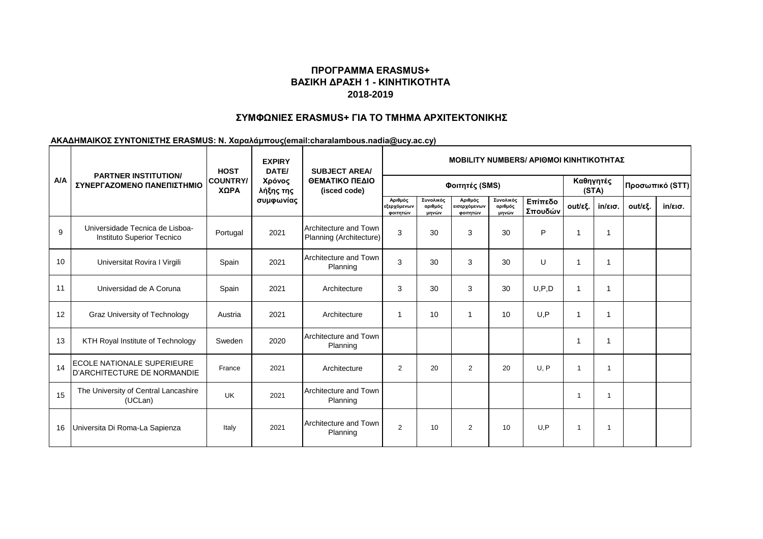## ΠΡΟΓΡΑΜΜΑ ERASMUS+
## ΒΑΣΙΚΗ ΔΡΑΣΗ 1 - ΚΙΝΗΤΙΚΟΤΗΤΑ
## 2018-2019

### ΣΥΜΦΩΝΙΕΣ ERASMUS+ ΓΙΑ ΤΟ ΤΜΗΜΑ ΑΡΧΙΤΕΚΤΟΝΙΚΗΣ

**ΑΚΑΔΗΜΑΙΚΟΣ ΣΥΝΤΟΝΙΣΤΗΣ ERASMUS: Ν. Χαραλάμπους(email:charalambous.nadia@ucy.ac.cy)**

| Α/Α | PARTNER INSTITUTION/ ΣΥΝΕΡΓΑΖΟΜΕΝΟ ΠΑΝΕΠΙΣΤΗΜΙΟ | HOST COUNTRY/ ΧΩΡΑ | EXPIRY DATE/ Χρόνος λήξης της συμφωνίας | SUBJECT AREA/ ΘΕΜΑΤΙΚΟ ΠΕΔΙΟ (isced code) | MOBILITY NUMBERS/ ΑΡΙΘΜΟΙ ΚΙΝΗΤΙΚΟΤΗΤΑΣ | | | | | | | | |
|---|---|---|---|---|---|---|---|---|---|---|---|---|---|
| | | | | | Φοιτητές (SMS) | | | | | Καθηγητές (STA) | | Προσωπικό (STT) | |
| | | | | | Αριθμός εξερχόμενων φοιτητών | Συνολικός αριθμός μηνών | Αριθμός εισερχόμενων φοιτητών | Συνολικός αριθμός μηνών | Επίπεδο Σπουδών | out/εξ. | in/εισ. | out/εξ. | in/εισ. |
| 9 | Universidade Tecnica de Lisboa- Instituto Superior Tecnico | Portugal | 2021 | Architecture and Town Planning (Architecture) | 3 | 30 | 3 | 30 | P | 1 | 1 | | |
| 10 | Universitat Rovira I Virgili | Spain | 2021 | Architecture and Town Planning | 3 | 30 | 3 | 30 | U | 1 | 1 | | |
| 11 | Universidad de A Coruna | Spain | 2021 | Architecture | 3 | 30 | 3 | 30 | U,P,D | 1 | 1 | | |
| 12 | Graz University of Technology | Austria | 2021 | Architecture | 1 | 10 | 1 | 10 | U,P | 1 | 1 | | |
| 13 | KTH Royal Institute of Technology | Sweden | 2020 | Architecture and Town Planning | | | | | | 1 | 1 | | |
| 14 | ECOLE NATIONALE SUPERIEURE D'ARCHITECTURE DE NORMANDIE | France | 2021 | Architecture | 2 | 20 | 2 | 20 | U, P | 1 | 1 | | |
| 15 | The University of Central Lancashire (UCLan) | UK | 2021 | Architecture and Town Planning | | | | | | 1 | 1 | | |
| 16 | Universita Di Roma-La Sapienza | Italy | 2021 | Architecture and Town Planning | 2 | 10 | 2 | 10 | U,P | 1 | 1 | | |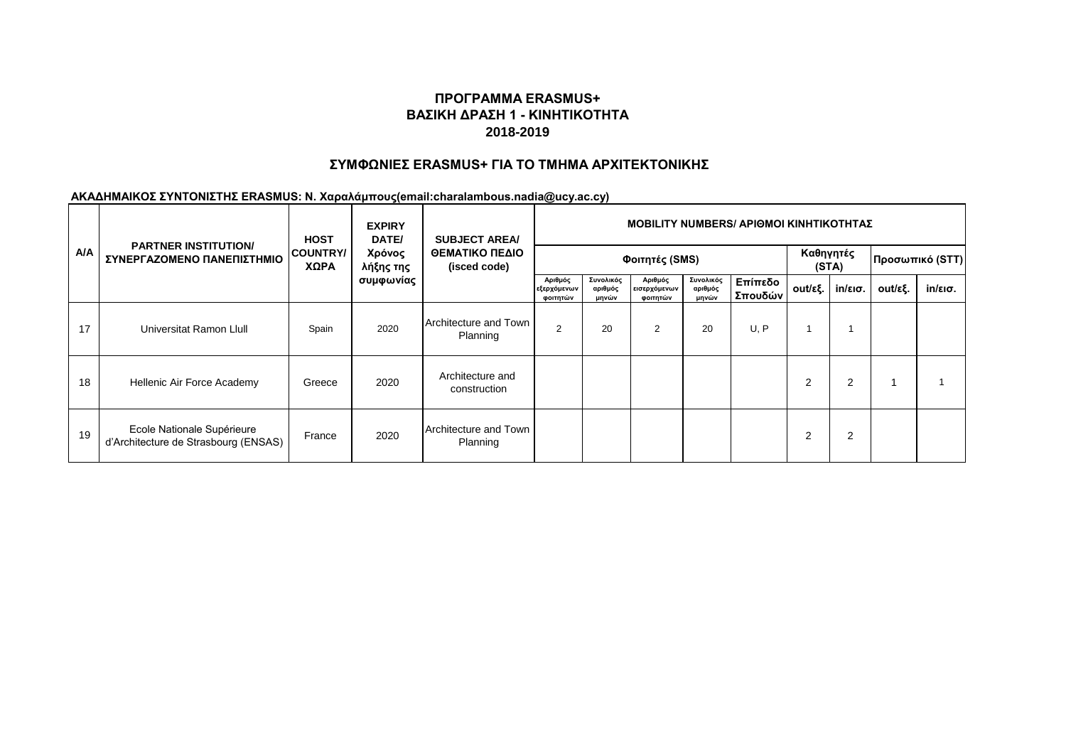## ΠΡΟΓΡΑΜΜΑ ERASMUS+
## ΒΑΣΙΚΗ ΔΡΑΣΗ 1 - ΚΙΝΗΤΙΚΟΤΗΤΑ
## 2018-2019

## ΣΥΜΦΩΝΙΕΣ ERASMUS+ ΓΙΑ ΤΟ ΤΜΗΜΑ ΑΡΧΙΤΕΚΤΟΝΙΚΗΣ

**ΑΚΑΔΗΜΑΙΚΟΣ ΣΥΝΤΟΝΙΣΤΗΣ ERASMUS: Ν. Χαραλάμπους(email:charalambous.nadia@ucy.ac.cy)**

| Α/Α | PARTNER INSTITUTION/ ΣΥΝΕΡΓΑΖΟΜΕΝΟ ΠΑΝΕΠΙΣΤΗΜΙΟ | HOST COUNTRY/ ΧΩΡΑ | EXPIRY DATE/ Χρόνος λήξης της συμφωνίας | SUBJECT AREA/ ΘΕΜΑΤΙΚΟ ΠΕΔΙΟ (isced code) | MOBILITY NUMBERS/ ΑΡΙΘΜΟΙ ΚΙΝΗΤΙΚΟΤΗΤΑΣ | | | | | | | | |
|---|---|---|---|---|---|---|---|---|---|---|---|---|---|
| | | | | | Φοιτητές (SMS) | | | | | Καθηγητές (STA) | | Προσωπικό (STT) | |
| | | | | | Αριθμός εξερχόμενων φοιτητών | Συνολικός αριθμός μηνών | Αριθμός εισερχόμενων φοιτητών | Συνολικός αριθμός μηνών | Επίπεδο Σπουδών | out/εξ. | in/εισ. | out/εξ. | in/εισ. |
| 17 | Universitat Ramon Llull | Spain | 2020 | Architecture and Town Planning | 2 | 20 | 2 | 20 | U, P | 1 | 1 | | |
| 18 | Hellenic Air Force Academy | Greece | 2020 | Architecture and construction | | | | | | 2 | 2 | 1 | 1 |
| 19 | Ecole Nationale Supérieure d'Architecture de Strasbourg (ENSAS) | France | 2020 | Architecture and Town Planning | | | | | | 2 | 2 | | |